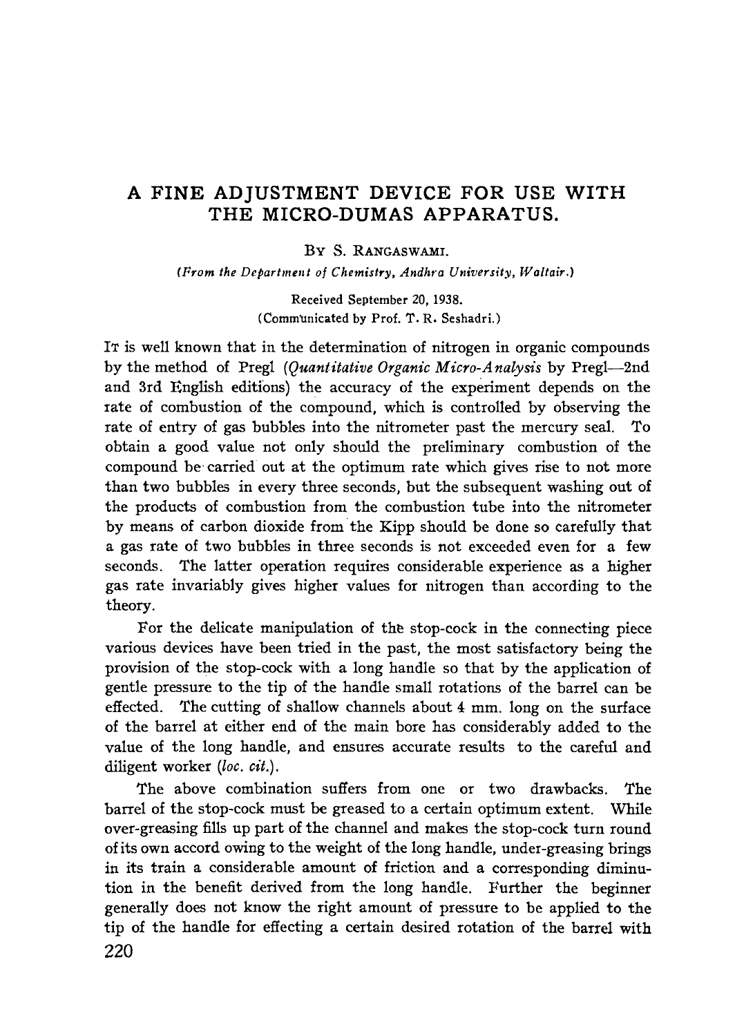# A FINE ADJUSTMENT DEVICE FOR USE WITH THE MICRO-DUMAS APPARATUS.

By S. Rangaswami.

*(From the Department of Chemistry, Andhra University, Waltair.)*

Received September 20, 1938.
(Communicated by Prof. T. R. Seshadri.)

It is well known that in the determination of nitrogen in organic compounds by the method of Pregl (*Quantitative Organic Micro-Analysis* by Pregl—2nd and 3rd English editions) the accuracy of the experiment depends on the rate of combustion of the compound, which is controlled by observing the rate of entry of gas bubbles into the nitrometer past the mercury seal. To obtain a good value not only should the preliminary combustion of the compound be carried out at the optimum rate which gives rise to not more than two bubbles in every three seconds, but the subsequent washing out of the products of combustion from the combustion tube into the nitrometer by means of carbon dioxide from the Kipp should be done so carefully that a gas rate of two bubbles in three seconds is not exceeded even for a few seconds. The latter operation requires considerable experience as a higher gas rate invariably gives higher values for nitrogen than according to the theory.

For the delicate manipulation of the stop-cock in the connecting piece various devices have been tried in the past, the most satisfactory being the provision of the stop-cock with a long handle so that by the application of gentle pressure to the tip of the handle small rotations of the barrel can be effected. The cutting of shallow channels about 4 mm. long on the surface of the barrel at either end of the main bore has considerably added to the value of the long handle, and ensures accurate results to the careful and diligent worker (*loc. cit.*).

The above combination suffers from one or two drawbacks. The barrel of the stop-cock must be greased to a certain optimum extent. While over-greasing fills up part of the channel and makes the stop-cock turn round of its own accord owing to the weight of the long handle, under-greasing brings in its train a considerable amount of friction and a corresponding diminution in the benefit derived from the long handle. Further the beginner generally does not know the right amount of pressure to be applied to the tip of the handle for effecting a certain desired rotation of the barrel with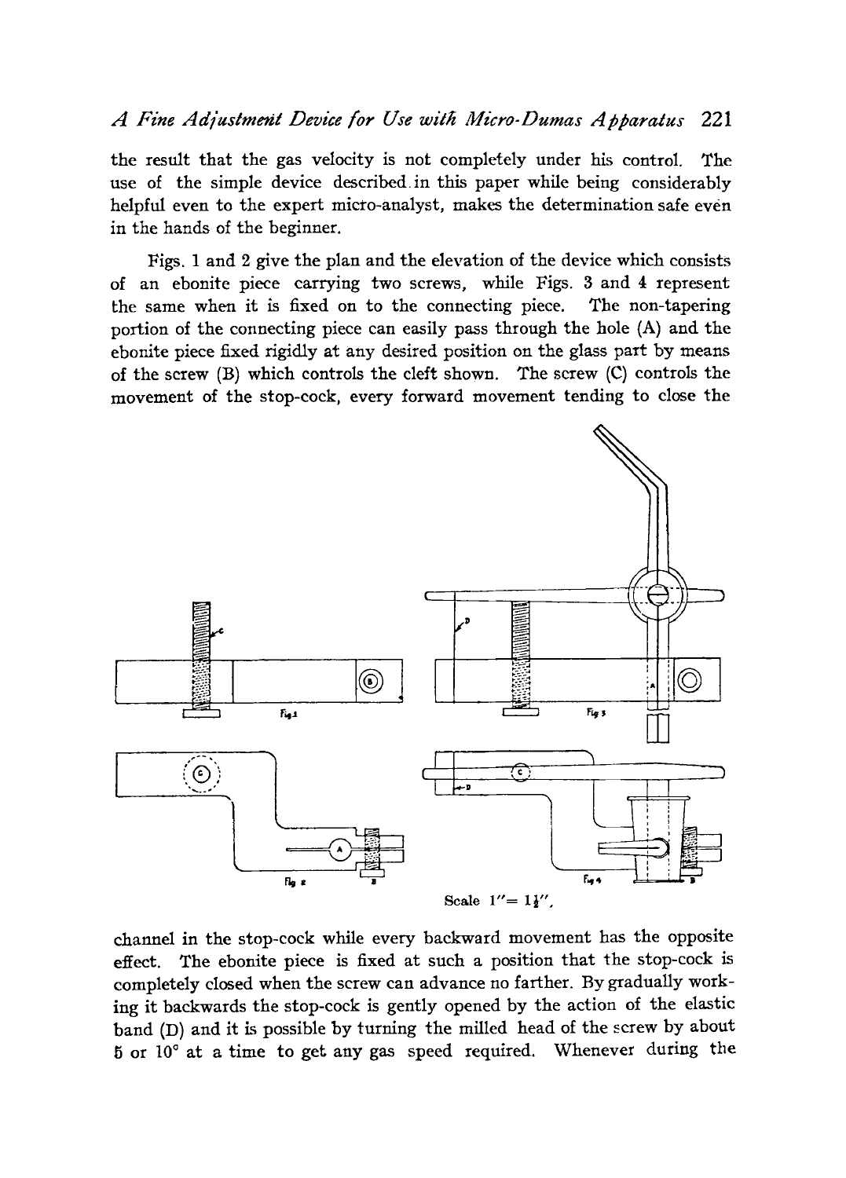the result that the gas velocity is not completely under his control. The use of the simple device described in this paper while being considerably helpful even to the expert micro-analyst, makes the determination safe even in the hands of the beginner.

Figs. 1 and 2 give the plan and the elevation of the device which consists of an ebonite piece carrying two screws, while Figs. 3 and 4 represent the same when it is fixed on to the connecting piece. The non-tapering portion of the connecting piece can easily pass through the hole (A) and the ebonite piece fixed rigidly at any desired position on the glass part by means of the screw (B) which controls the cleft shown. The screw (C) controls the movement of the stop-cock, every forward movement tending to close the

Fig 1

Fig 2

Fig 3

Fig 4

Scale 1″= 1½″.

channel in the stop-cock while every backward movement has the opposite effect. The ebonite piece is fixed at such a position that the stop-cock is completely closed when the screw can advance no farther. By gradually working it backwards the stop-cock is gently opened by the action of the elastic band (D) and it is possible by turning the milled head of the screw by about 5 or 10° at a time to get any gas speed required. Whenever during the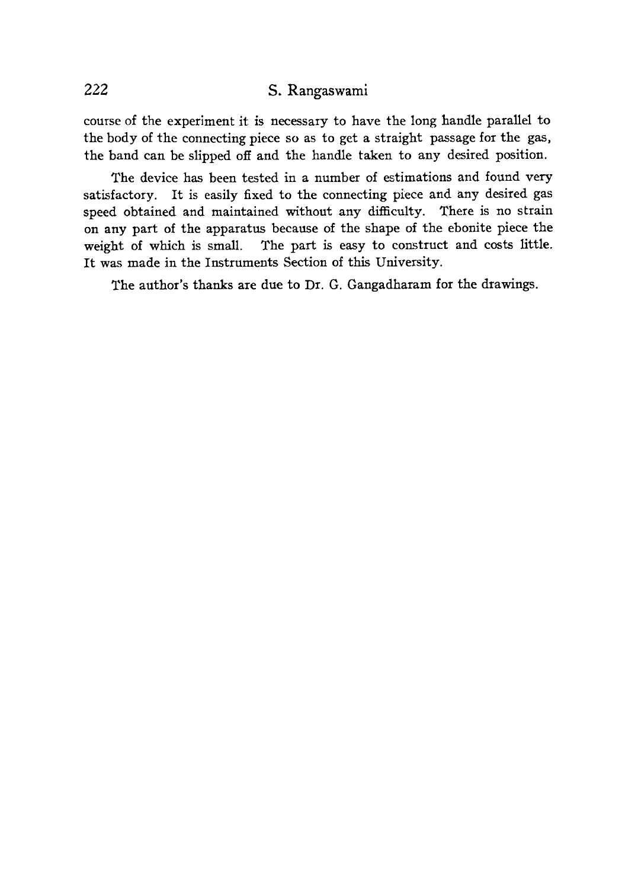course of the experiment it is necessary to have the long handle parallel to the body of the connecting piece so as to get a straight passage for the gas, the band can be slipped off and the handle taken to any desired position.

The device has been tested in a number of estimations and found very satisfactory. It is easily fixed to the connecting piece and any desired gas speed obtained and maintained without any difficulty. There is no strain on any part of the apparatus because of the shape of the ebonite piece the weight of which is small. The part is easy to construct and costs little. It was made in the Instruments Section of this University.

The author's thanks are due to Dr. G. Gangadharam for the drawings.